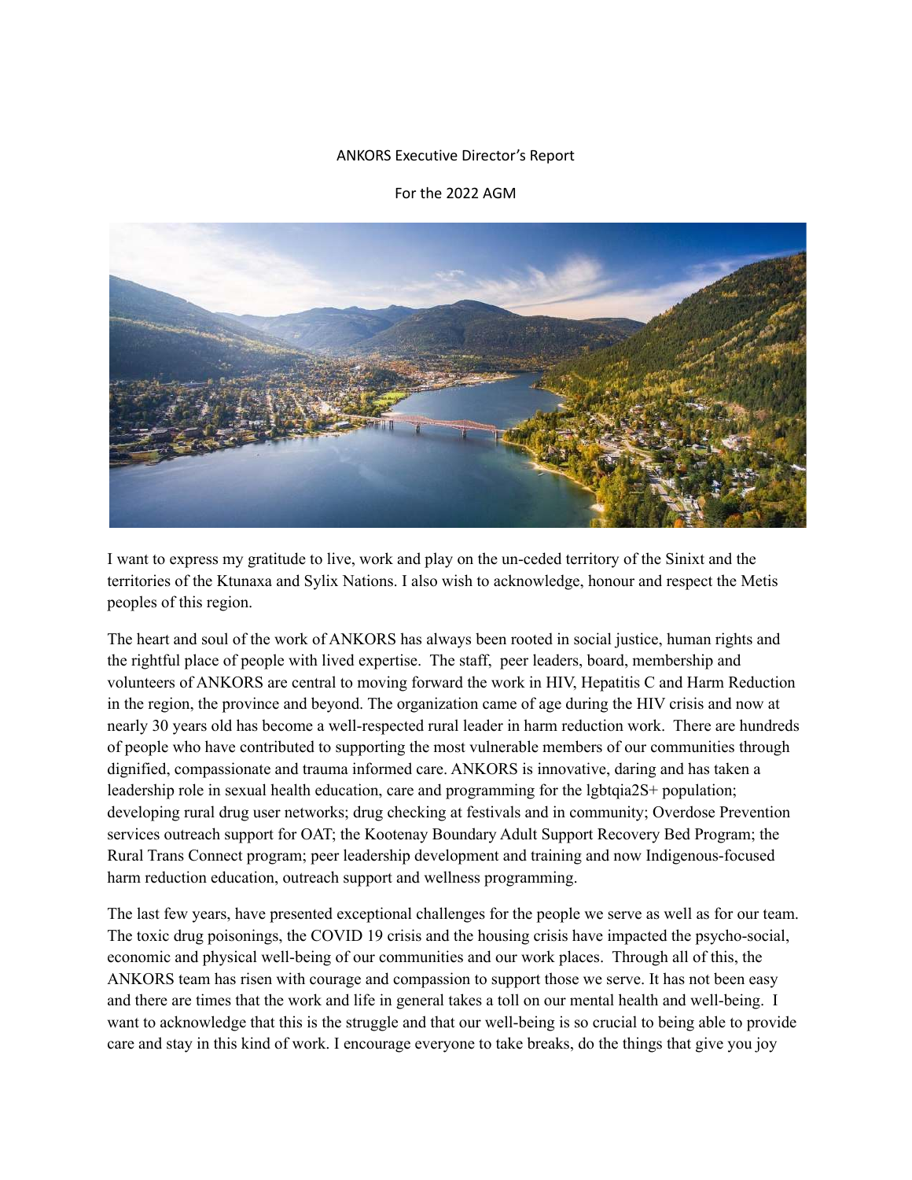ANKORS Executive Director's Report

For the 2022 AGM

I want to express my gratitude to live, work and play on the un-ceded territory of the Sinixt and the territories of the Ktunaxa and Sylix Nations. I also wish to acknowledge, honour and respect the Metis peoples of this region.

The heart and soul of the work of ANKORS has always been rooted in social justice, human rights and the rightful place of people with lived expertise. The staff, peer leaders, board, membership and volunteers of ANKORS are central to moving forward the work in HIV, Hepatitis C and Harm Reduction in the region, the province and beyond. The organization came of age during the HIV crisis and now at nearly 30 years old has become a well-respected rural leader in harm reduction work. There are hundreds of people who have contributed to supporting the most vulnerable members of our communities through dignified, compassionate and trauma informed care. ANKORS is innovative, daring and has taken a leadership role in sexual health education, care and programming for the lgbtqia2S+ population; developing rural drug user networks; drug checking at festivals and in community; Overdose Prevention services outreach support for OAT; the Kootenay Boundary Adult Support Recovery Bed Program; the Rural Trans Connect program; peer leadership development and training and now Indigenous-focused harm reduction education, outreach support and wellness programming.

The last few years, have presented exceptional challenges for the people we serve as well as for our team. The toxic drug poisonings, the COVID 19 crisis and the housing crisis have impacted the psycho-social, economic and physical well-being of our communities and our work places. Through all of this, the ANKORS team has risen with courage and compassion to support those we serve. It has not been easy and there are times that the work and life in general takes a toll on our mental health and well-being. I want to acknowledge that this is the struggle and that our well-being is so crucial to being able to provide care and stay in this kind of work. I encourage everyone to take breaks, do the things that give you joy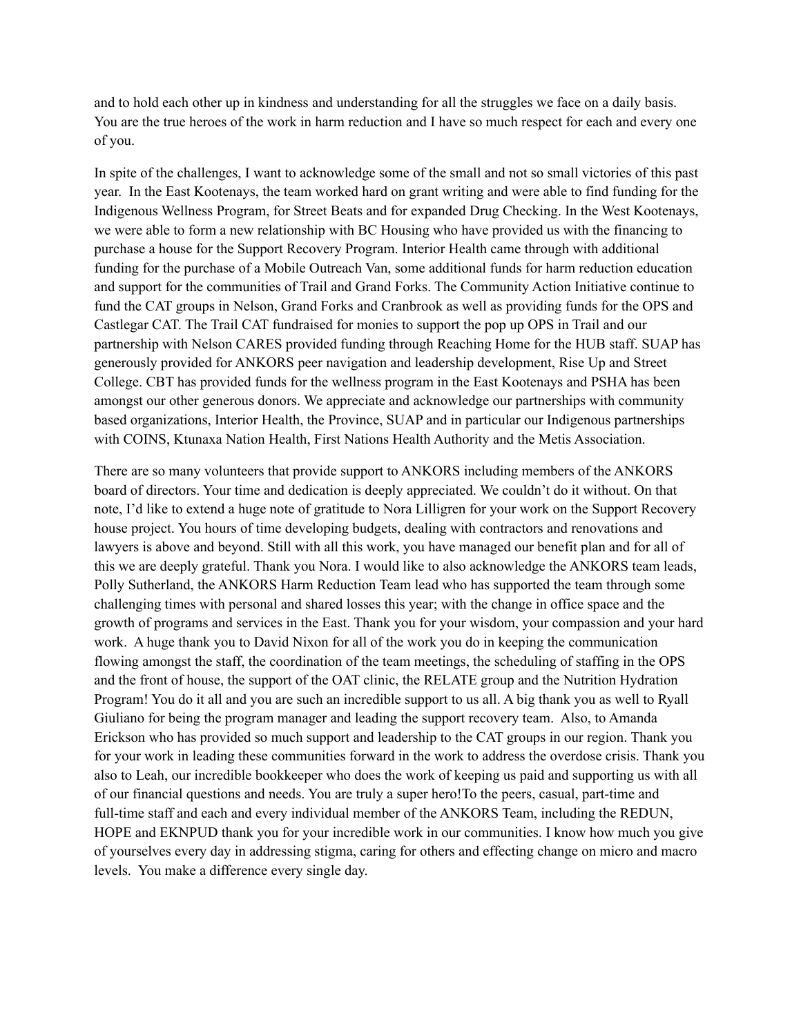and to hold each other up in kindness and understanding for all the struggles we face on a daily basis. You are the true heroes of the work in harm reduction and I have so much respect for each and every one of you.

In spite of the challenges, I want to acknowledge some of the small and not so small victories of this past year. In the East Kootenays, the team worked hard on grant writing and were able to find funding for the Indigenous Wellness Program, for Street Beats and for expanded Drug Checking. In the West Kootenays, we were able to form a new relationship with BC Housing who have provided us with the financing to purchase a house for the Support Recovery Program. Interior Health came through with additional funding for the purchase of a Mobile Outreach Van, some additional funds for harm reduction education and support for the communities of Trail and Grand Forks. The Community Action Initiative continue to fund the CAT groups in Nelson, Grand Forks and Cranbrook as well as providing funds for the OPS and Castlegar CAT. The Trail CAT fundraised for monies to support the pop up OPS in Trail and our partnership with Nelson CARES provided funding through Reaching Home for the HUB staff. SUAP has generously provided for ANKORS peer navigation and leadership development, Rise Up and Street College. CBT has provided funds for the wellness program in the East Kootenays and PSHA has been amongst our other generous donors. We appreciate and acknowledge our partnerships with community based organizations, Interior Health, the Province, SUAP and in particular our Indigenous partnerships with COINS, Ktunaxa Nation Health, First Nations Health Authority and the Metis Association.

There are so many volunteers that provide support to ANKORS including members of the ANKORS board of directors. Your time and dedication is deeply appreciated. We couldn't do it without. On that note, I'd like to extend a huge note of gratitude to Nora Lilligren for your work on the Support Recovery house project. You hours of time developing budgets, dealing with contractors and renovations and lawyers is above and beyond. Still with all this work, you have managed our benefit plan and for all of this we are deeply grateful. Thank you Nora. I would like to also acknowledge the ANKORS team leads, Polly Sutherland, the ANKORS Harm Reduction Team lead who has supported the team through some challenging times with personal and shared losses this year; with the change in office space and the growth of programs and services in the East. Thank you for your wisdom, your compassion and your hard work. A huge thank you to David Nixon for all of the work you do in keeping the communication flowing amongst the staff, the coordination of the team meetings, the scheduling of staffing in the OPS and the front of house, the support of the OAT clinic, the RELATE group and the Nutrition Hydration Program! You do it all and you are such an incredible support to us all. A big thank you as well to Ryall Giuliano for being the program manager and leading the support recovery team. Also, to Amanda Erickson who has provided so much support and leadership to the CAT groups in our region. Thank you for your work in leading these communities forward in the work to address the overdose crisis. Thank you also to Leah, our incredible bookkeeper who does the work of keeping us paid and supporting us with all of our financial questions and needs. You are truly a super hero!To the peers, casual, part-time and full-time staff and each and every individual member of the ANKORS Team, including the REDUN, HOPE and EKNPUD thank you for your incredible work in our communities. I know how much you give of yourselves every day in addressing stigma, caring for others and effecting change on micro and macro levels. You make a difference every single day.